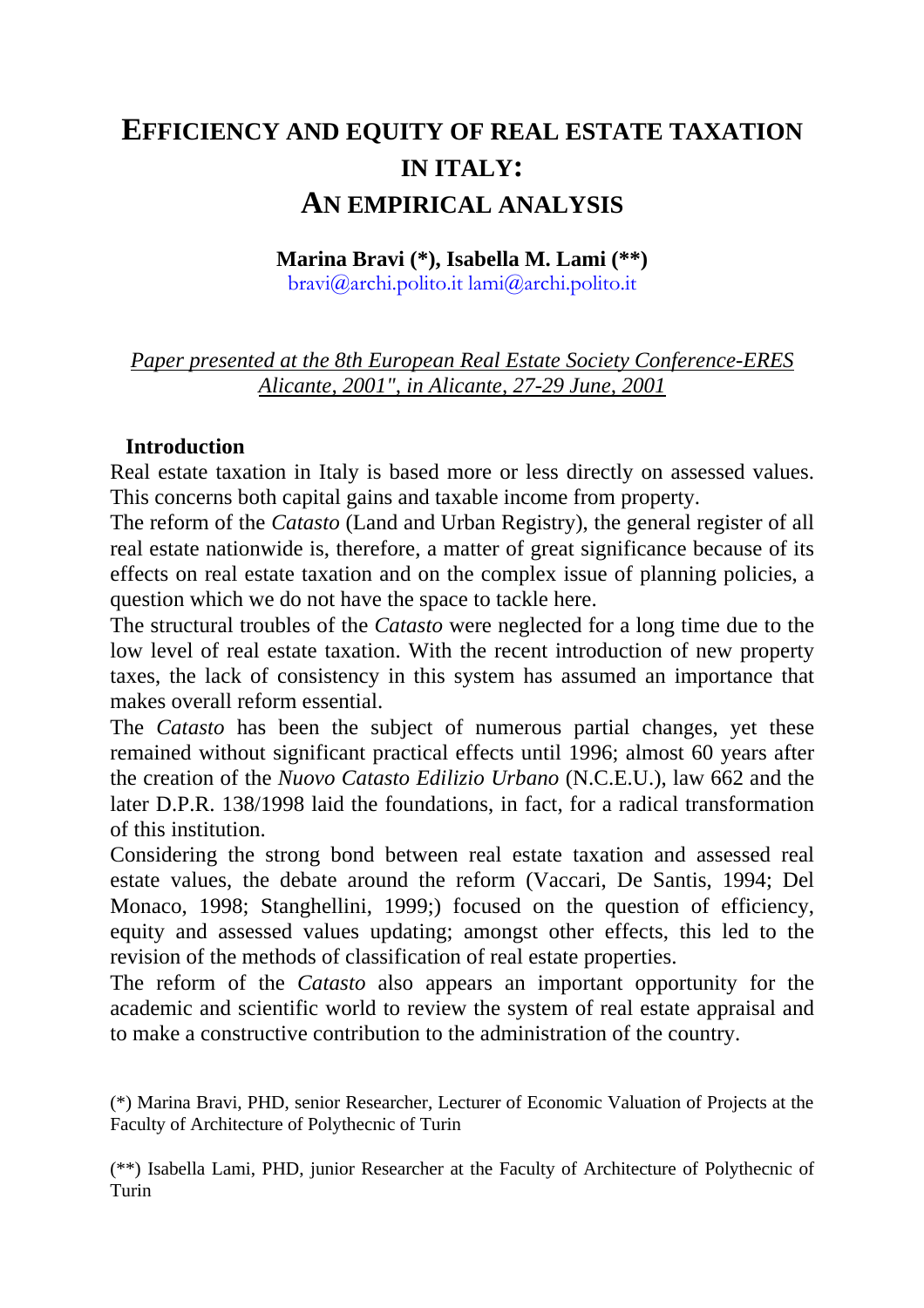# EFFICIENCY AND EQUITY OF REAL ESTATE TAXATION IN ITALY: AN EMPIRICAL ANALYSIS

**Marina Bravi (*), Isabella M. Lami (**)**
bravi@archi.polito.it lami@archi.polito.it

*Paper presented at the 8th European Real Estate Society Conference-ERES Alicante, 2001", in Alicante, 27-29 June, 2001*

## Introduction

Real estate taxation in Italy is based more or less directly on assessed values. This concerns both capital gains and taxable income from property.

The reform of the *Catasto* (Land and Urban Registry), the general register of all real estate nationwide is, therefore, a matter of great significance because of its effects on real estate taxation and on the complex issue of planning policies, a question which we do not have the space to tackle here.

The structural troubles of the *Catasto* were neglected for a long time due to the low level of real estate taxation. With the recent introduction of new property taxes, the lack of consistency in this system has assumed an importance that makes overall reform essential.

The *Catasto* has been the subject of numerous partial changes, yet these remained without significant practical effects until 1996; almost 60 years after the creation of the *Nuovo Catasto Edilizio Urbano* (N.C.E.U.), law 662 and the later D.P.R. 138/1998 laid the foundations, in fact, for a radical transformation of this institution.

Considering the strong bond between real estate taxation and assessed real estate values, the debate around the reform (Vaccari, De Santis, 1994; Del Monaco, 1998; Stanghellini, 1999;) focused on the question of efficiency, equity and assessed values updating; amongst other effects, this led to the revision of the methods of classification of real estate properties.

The reform of the *Catasto* also appears an important opportunity for the academic and scientific world to review the system of real estate appraisal and to make a constructive contribution to the administration of the country.

(*) Marina Bravi, PHD, senior Researcher, Lecturer of Economic Valuation of Projects at the Faculty of Architecture of Polythecnic of Turin

(**) Isabella Lami, PHD, junior Researcher at the Faculty of Architecture of Polythecnic of Turin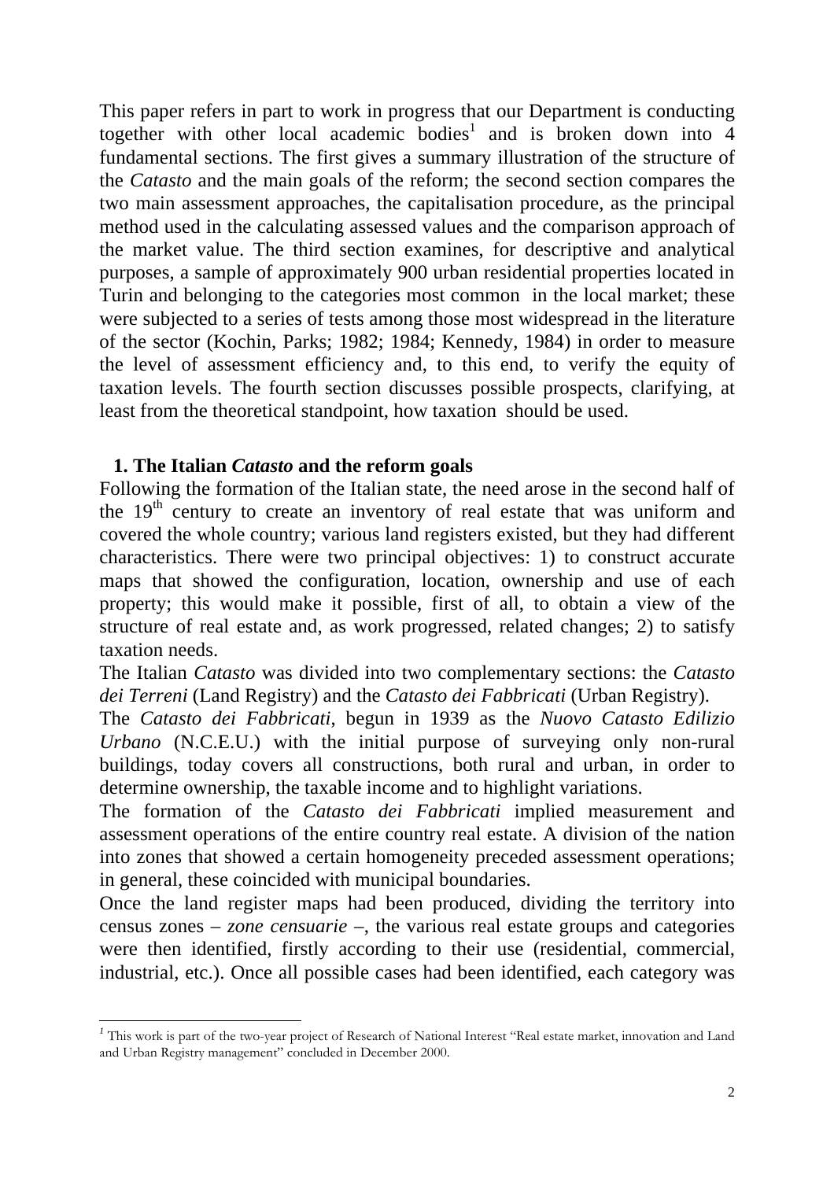This paper refers in part to work in progress that our Department is conducting together with other local academic bodies[1] and is broken down into 4 fundamental sections. The first gives a summary illustration of the structure of the *Catasto* and the main goals of the reform; the second section compares the two main assessment approaches, the capitalisation procedure, as the principal method used in the calculating assessed values and the comparison approach of the market value. The third section examines, for descriptive and analytical purposes, a sample of approximately 900 urban residential properties located in Turin and belonging to the categories most common in the local market; these were subjected to a series of tests among those most widespread in the literature of the sector (Kochin, Parks; 1982; 1984; Kennedy, 1984) in order to measure the level of assessment efficiency and, to this end, to verify the equity of taxation levels. The fourth section discusses possible prospects, clarifying, at least from the theoretical standpoint, how taxation should be used.

## 1. The Italian *Catasto* and the reform goals

Following the formation of the Italian state, the need arose in the second half of the 19th century to create an inventory of real estate that was uniform and covered the whole country; various land registers existed, but they had different characteristics. There were two principal objectives: 1) to construct accurate maps that showed the configuration, location, ownership and use of each property; this would make it possible, first of all, to obtain a view of the structure of real estate and, as work progressed, related changes; 2) to satisfy taxation needs.

The Italian *Catasto* was divided into two complementary sections: the *Catasto dei Terreni* (Land Registry) and the *Catasto dei Fabbricati* (Urban Registry).

The *Catasto dei Fabbricati*, begun in 1939 as the *Nuovo Catasto Edilizio Urbano* (N.C.E.U.) with the initial purpose of surveying only non-rural buildings, today covers all constructions, both rural and urban, in order to determine ownership, the taxable income and to highlight variations.

The formation of the *Catasto dei Fabbricati* implied measurement and assessment operations of the entire country real estate. A division of the nation into zones that showed a certain homogeneity preceded assessment operations; in general, these coincided with municipal boundaries.

Once the land register maps had been produced, dividing the territory into census zones – *zone censuarie* –, the various real estate groups and categories were then identified, firstly according to their use (residential, commercial, industrial, etc.). Once all possible cases had been identified, each category was

---

[1] This work is part of the two-year project of Research of National Interest "Real estate market, innovation and Land and Urban Registry management" concluded in December 2000.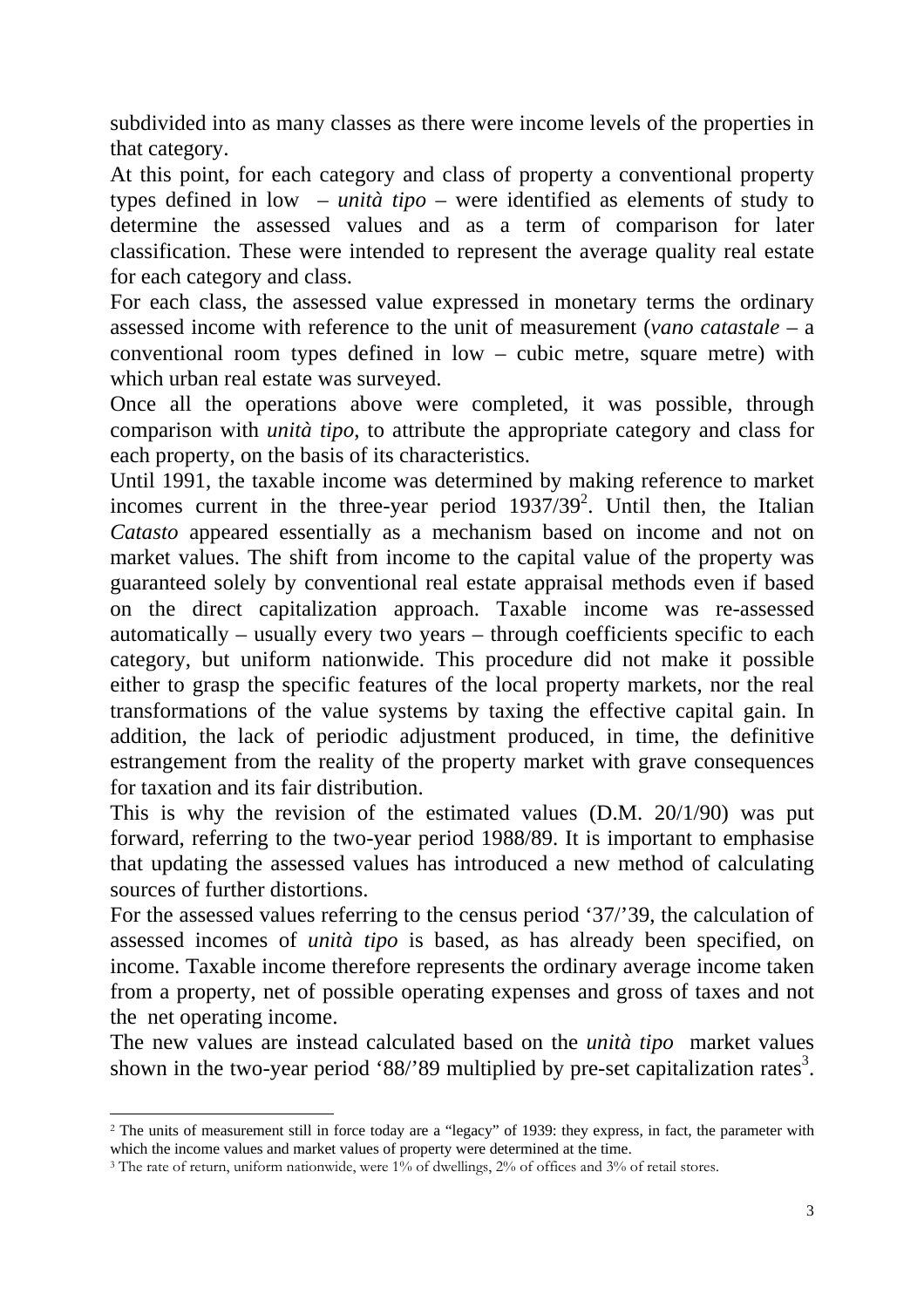subdivided into as many classes as there were income levels of the properties in that category.

At this point, for each category and class of property a conventional property types defined in low – *unità tipo* – were identified as elements of study to determine the assessed values and as a term of comparison for later classification. These were intended to represent the average quality real estate for each category and class.

For each class, the assessed value expressed in monetary terms the ordinary assessed income with reference to the unit of measurement (*vano catastale* – a conventional room types defined in low – cubic metre, square metre) with which urban real estate was surveyed.

Once all the operations above were completed, it was possible, through comparison with *unità tipo*, to attribute the appropriate category and class for each property, on the basis of its characteristics.

Until 1991, the taxable income was determined by making reference to market incomes current in the three-year period 1937/39[2]. Until then, the Italian *Catasto* appeared essentially as a mechanism based on income and not on market values. The shift from income to the capital value of the property was guaranteed solely by conventional real estate appraisal methods even if based on the direct capitalization approach. Taxable income was re-assessed automatically – usually every two years – through coefficients specific to each category, but uniform nationwide. This procedure did not make it possible either to grasp the specific features of the local property markets, nor the real transformations of the value systems by taxing the effective capital gain. In addition, the lack of periodic adjustment produced, in time, the definitive estrangement from the reality of the property market with grave consequences for taxation and its fair distribution.

This is why the revision of the estimated values (D.M. 20/1/90) was put forward, referring to the two-year period 1988/89. It is important to emphasise that updating the assessed values has introduced a new method of calculating sources of further distortions.

For the assessed values referring to the census period '37/'39, the calculation of assessed incomes of *unità tipo* is based, as has already been specified, on income. Taxable income therefore represents the ordinary average income taken from a property, net of possible operating expenses and gross of taxes and not the net operating income.

The new values are instead calculated based on the *unità tipo* market values shown in the two-year period '88/'89 multiplied by pre-set capitalization rates[3].

---

[2] The units of measurement still in force today are a "legacy" of 1939: they express, in fact, the parameter with which the income values and market values of property were determined at the time.

[3] The rate of return, uniform nationwide, were 1% of dwellings, 2% of offices and 3% of retail stores.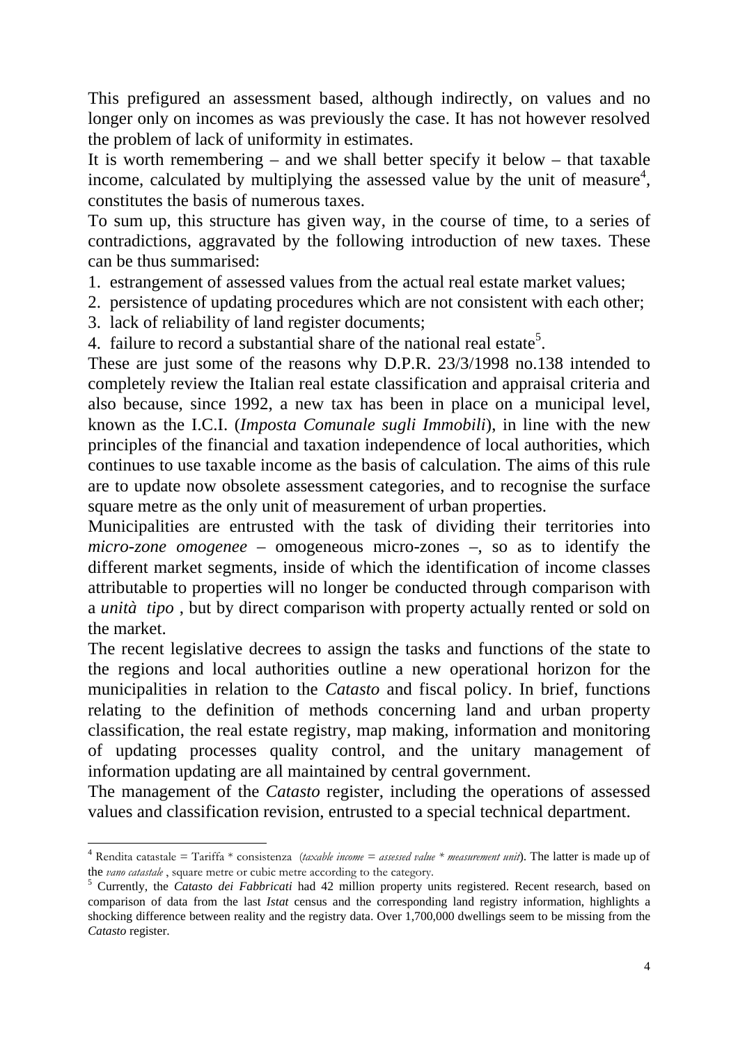This prefigured an assessment based, although indirectly, on values and no longer only on incomes as was previously the case. It has not however resolved the problem of lack of uniformity in estimates.

It is worth remembering – and we shall better specify it below – that taxable income, calculated by multiplying the assessed value by the unit of measure[4], constitutes the basis of numerous taxes.

To sum up, this structure has given way, in the course of time, to a series of contradictions, aggravated by the following introduction of new taxes. These can be thus summarised:

1. estrangement of assessed values from the actual real estate market values;
2. persistence of updating procedures which are not consistent with each other;
3. lack of reliability of land register documents;
4. failure to record a substantial share of the national real estate[5].

These are just some of the reasons why D.P.R. 23/3/1998 no.138 intended to completely review the Italian real estate classification and appraisal criteria and also because, since 1992, a new tax has been in place on a municipal level, known as the I.C.I. (*Imposta Comunale sugli Immobili*), in line with the new principles of the financial and taxation independence of local authorities, which continues to use taxable income as the basis of calculation. The aims of this rule are to update now obsolete assessment categories, and to recognise the surface square metre as the only unit of measurement of urban properties.

Municipalities are entrusted with the task of dividing their territories into *micro-zone omogenee* – omogeneous micro-zones –, so as to identify the different market segments, inside of which the identification of income classes attributable to properties will no longer be conducted through comparison with a *unità tipo* , but by direct comparison with property actually rented or sold on the market.

The recent legislative decrees to assign the tasks and functions of the state to the regions and local authorities outline a new operational horizon for the municipalities in relation to the *Catasto* and fiscal policy. In brief, functions relating to the definition of methods concerning land and urban property classification, the real estate registry, map making, information and monitoring of updating processes quality control, and the unitary management of information updating are all maintained by central government.

The management of the *Catasto* register, including the operations of assessed values and classification revision, entrusted to a special technical department.

---

[4] Rendita catastale = Tariffa * consistenza (*taxable income = assessed value * measurement unit*). The latter is made up of the *vano catastale* , square metre or cubic metre according to the category.

[5] Currently, the *Catasto dei Fabbricati* had 42 million property units registered. Recent research, based on comparison of data from the last *Istat* census and the corresponding land registry information, highlights a shocking difference between reality and the registry data. Over 1,700,000 dwellings seem to be missing from the *Catasto* register.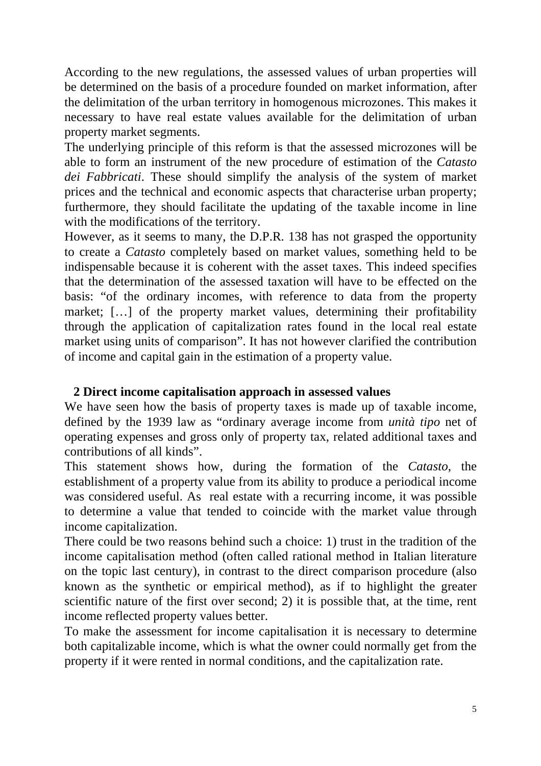According to the new regulations, the assessed values of urban properties will be determined on the basis of a procedure founded on market information, after the delimitation of the urban territory in homogenous microzones. This makes it necessary to have real estate values available for the delimitation of urban property market segments.

The underlying principle of this reform is that the assessed microzones will be able to form an instrument of the new procedure of estimation of the *Catasto dei Fabbricati*. These should simplify the analysis of the system of market prices and the technical and economic aspects that characterise urban property; furthermore, they should facilitate the updating of the taxable income in line with the modifications of the territory.

However, as it seems to many, the D.P.R. 138 has not grasped the opportunity to create a *Catasto* completely based on market values, something held to be indispensable because it is coherent with the asset taxes. This indeed specifies that the determination of the assessed taxation will have to be effected on the basis: "of the ordinary incomes, with reference to data from the property market; […] of the property market values, determining their profitability through the application of capitalization rates found in the local real estate market using units of comparison". It has not however clarified the contribution of income and capital gain in the estimation of a property value.

## 2 Direct income capitalisation approach in assessed values

We have seen how the basis of property taxes is made up of taxable income, defined by the 1939 law as "ordinary average income from *unità tipo* net of operating expenses and gross only of property tax, related additional taxes and contributions of all kinds".

This statement shows how, during the formation of the *Catasto*, the establishment of a property value from its ability to produce a periodical income was considered useful. As real estate with a recurring income, it was possible to determine a value that tended to coincide with the market value through income capitalization.

There could be two reasons behind such a choice: 1) trust in the tradition of the income capitalisation method (often called rational method in Italian literature on the topic last century), in contrast to the direct comparison procedure (also known as the synthetic or empirical method), as if to highlight the greater scientific nature of the first over second; 2) it is possible that, at the time, rent income reflected property values better.

To make the assessment for income capitalisation it is necessary to determine both capitalizable income, which is what the owner could normally get from the property if it were rented in normal conditions, and the capitalization rate.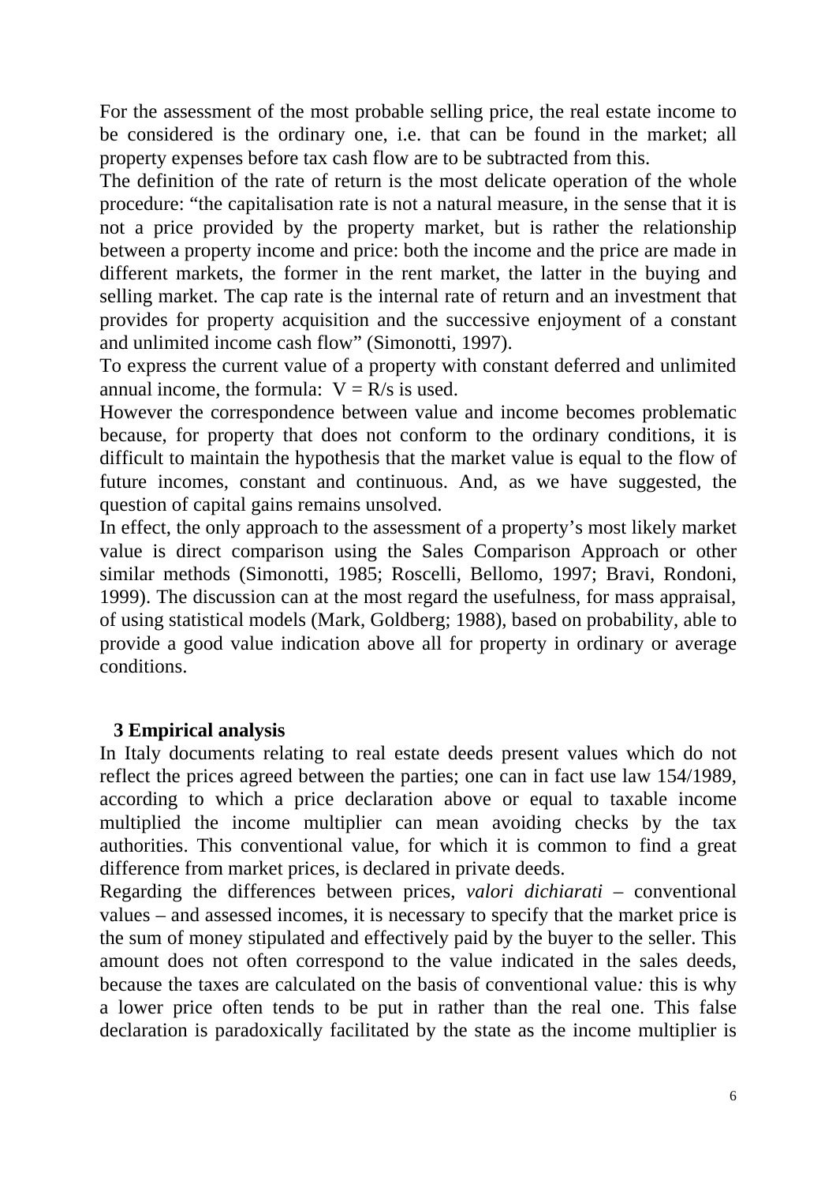For the assessment of the most probable selling price, the real estate income to be considered is the ordinary one, i.e. that can be found in the market; all property expenses before tax cash flow are to be subtracted from this.

The definition of the rate of return is the most delicate operation of the whole procedure: "the capitalisation rate is not a natural measure, in the sense that it is not a price provided by the property market, but is rather the relationship between a property income and price: both the income and the price are made in different markets, the former in the rent market, the latter in the buying and selling market. The cap rate is the internal rate of return and an investment that provides for property acquisition and the successive enjoyment of a constant and unlimited income cash flow" (Simonotti, 1997).

To express the current value of a property with constant deferred and unlimited annual income, the formula: $V = R/s$ is used.

However the correspondence between value and income becomes problematic because, for property that does not conform to the ordinary conditions, it is difficult to maintain the hypothesis that the market value is equal to the flow of future incomes, constant and continuous. And, as we have suggested, the question of capital gains remains unsolved.

In effect, the only approach to the assessment of a property's most likely market value is direct comparison using the Sales Comparison Approach or other similar methods (Simonotti, 1985; Roscelli, Bellomo, 1997; Bravi, Rondoni, 1999). The discussion can at the most regard the usefulness, for mass appraisal, of using statistical models (Mark, Goldberg; 1988), based on probability, able to provide a good value indication above all for property in ordinary or average conditions.

## 3 Empirical analysis

In Italy documents relating to real estate deeds present values which do not reflect the prices agreed between the parties; one can in fact use law 154/1989, according to which a price declaration above or equal to taxable income multiplied the income multiplier can mean avoiding checks by the tax authorities. This conventional value, for which it is common to find a great difference from market prices, is declared in private deeds.

Regarding the differences between prices, *valori dichiarati* – conventional values – and assessed incomes, it is necessary to specify that the market price is the sum of money stipulated and effectively paid by the buyer to the seller. This amount does not often correspond to the value indicated in the sales deeds, because the taxes are calculated on the basis of conventional value*:* this is why a lower price often tends to be put in rather than the real one. This false declaration is paradoxically facilitated by the state as the income multiplier is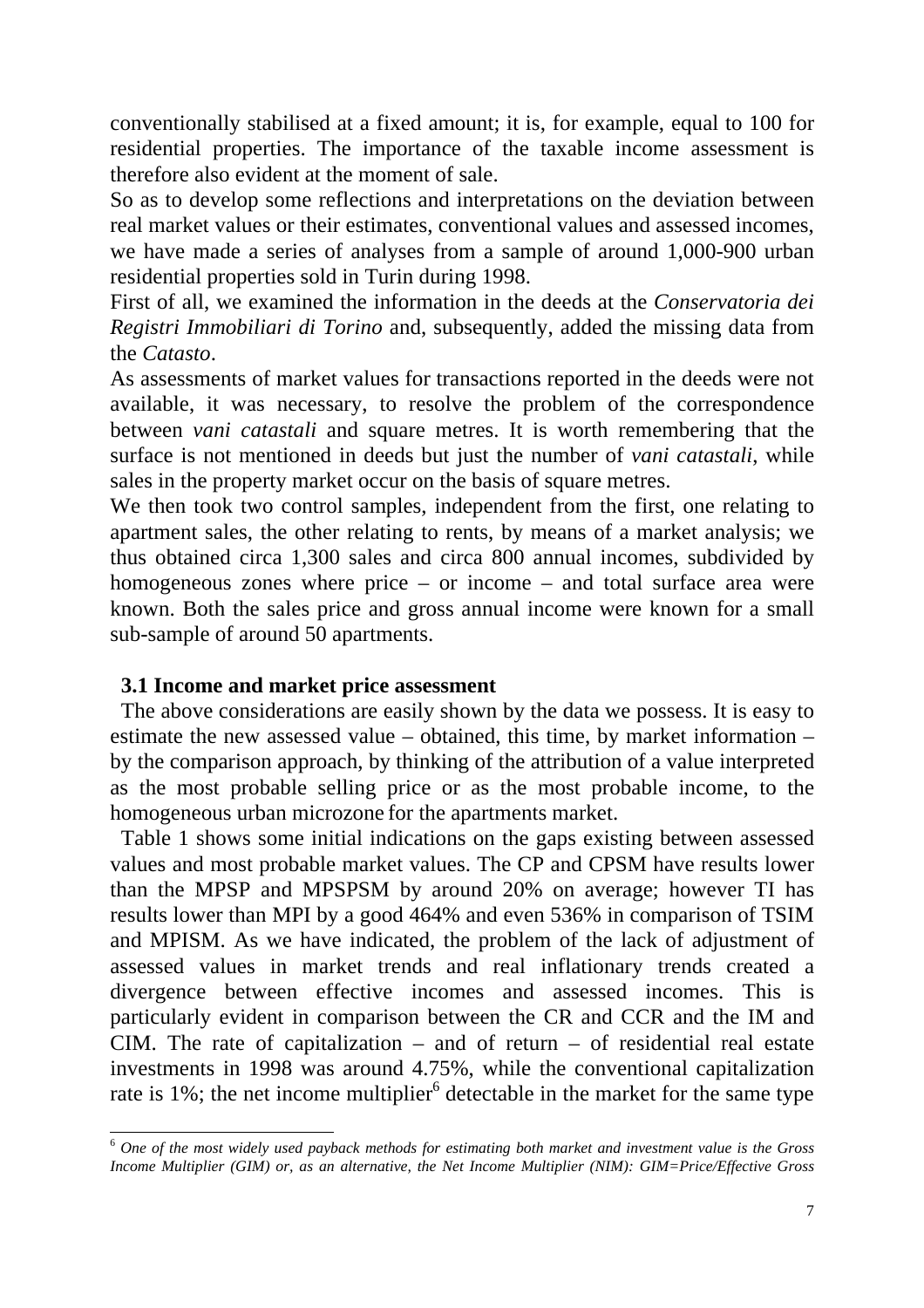conventionally stabilised at a fixed amount; it is, for example, equal to 100 for residential properties. The importance of the taxable income assessment is therefore also evident at the moment of sale.

So as to develop some reflections and interpretations on the deviation between real market values or their estimates, conventional values and assessed incomes, we have made a series of analyses from a sample of around 1,000-900 urban residential properties sold in Turin during 1998.

First of all, we examined the information in the deeds at the *Conservatoria dei Registri Immobiliari di Torino* and, subsequently, added the missing data from the *Catasto*.

As assessments of market values for transactions reported in the deeds were not available, it was necessary, to resolve the problem of the correspondence between *vani catastali* and square metres. It is worth remembering that the surface is not mentioned in deeds but just the number of *vani catastali*, while sales in the property market occur on the basis of square metres.

We then took two control samples, independent from the first, one relating to apartment sales, the other relating to rents, by means of a market analysis; we thus obtained circa 1,300 sales and circa 800 annual incomes, subdivided by homogeneous zones where price – or income – and total surface area were known. Both the sales price and gross annual income were known for a small sub-sample of around 50 apartments.

### 3.1 Income and market price assessment

The above considerations are easily shown by the data we possess. It is easy to estimate the new assessed value – obtained, this time, by market information – by the comparison approach, by thinking of the attribution of a value interpreted as the most probable selling price or as the most probable income, to the homogeneous urban microzone for the apartments market.

Table 1 shows some initial indications on the gaps existing between assessed values and most probable market values. The CP and CPSM have results lower than the MPSP and MPSPSM by around 20% on average; however TI has results lower than MPI by a good 464% and even 536% in comparison of TSIM and MPISM. As we have indicated, the problem of the lack of adjustment of assessed values in market trends and real inflationary trends created a divergence between effective incomes and assessed incomes. This is particularly evident in comparison between the CR and CCR and the IM and CIM. The rate of capitalization – and of return – of residential real estate investments in 1998 was around 4.75%, while the conventional capitalization rate is 1%; the net income multiplier[6] detectable in the market for the same type

[6] *One of the most widely used payback methods for estimating both market and investment value is the Gross Income Multiplier (GIM) or, as an alternative, the Net Income Multiplier (NIM): GIM=Price/Effective Gross*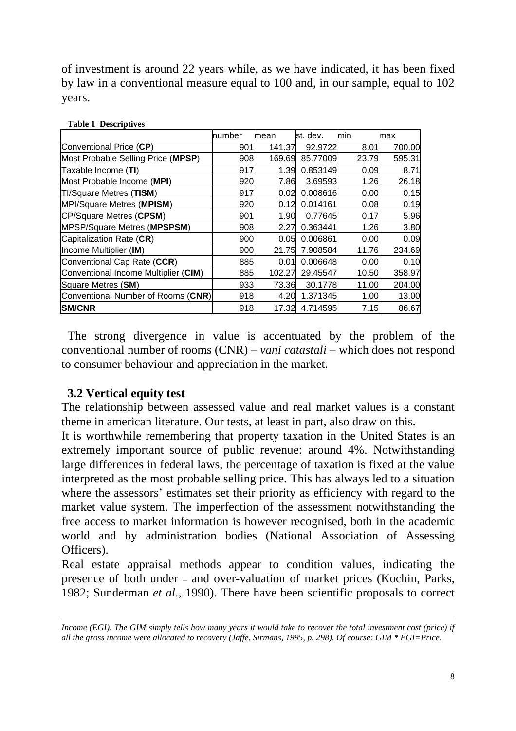of investment is around 22 years while, as we have indicated, it has been fixed by law in a conventional measure equal to 100 and, in our sample, equal to 102 years.

**Table 1 Descriptives**

| | number | mean | st. dev. | min | max |
|---|---|---|---|---|---|
| Conventional Price (**CP**) | 901 | 141.37 | 92.9722 | 8.01 | 700.00 |
| Most Probable Selling Price (**MPSP**) | 908 | 169.69 | 85.77009 | 23.79 | 595.31 |
| Taxable Income (**TI**) | 917 | 1.39 | 0.853149 | 0.09 | 8.71 |
| Most Probable Income (**MPI**) | 920 | 7.86 | 3.69593 | 1.26 | 26.18 |
| TI/Square Metres (**TISM**) | 917 | 0.02 | 0.008616 | 0.00 | 0.15 |
| MPI/Square Metres (**MPISM**) | 920 | 0.12 | 0.014161 | 0.08 | 0.19 |
| CP/Square Metres (**CPSM**) | 901 | 1.90 | 0.77645 | 0.17 | 5.96 |
| MPSP/Square Metres (**MPSPSM**) | 908 | 2.27 | 0.363441 | 1.26 | 3.80 |
| Capitalization Rate (**CR**) | 900 | 0.05 | 0.006861 | 0.00 | 0.09 |
| Income Multiplier (**IM**) | 900 | 21.75 | 7.908584 | 11.76 | 234.69 |
| Conventional Cap Rate (**CCR**) | 885 | 0.01 | 0.006648 | 0.00 | 0.10 |
| Conventional Income Multiplier (**CIM**) | 885 | 102.27 | 29.45547 | 10.50 | 358.97 |
| Square Metres (**SM**) | 933 | 73.36 | 30.1778 | 11.00 | 204.00 |
| Conventional Number of Rooms (**CNR**) | 918 | 4.20 | 1.371345 | 1.00 | 13.00 |
| **SM/CNR** | 918 | 17.32 | 4.714595 | 7.15 | 86.67 |

The strong divergence in value is accentuated by the problem of the conventional number of rooms (CNR) – *vani catastali* – which does not respond to consumer behaviour and appreciation in the market.

### 3.2 Vertical equity test

The relationship between assessed value and real market values is a constant theme in american literature. Our tests, at least in part, also draw on this.

It is worthwhile remembering that property taxation in the United States is an extremely important source of public revenue: around 4%. Notwithstanding large differences in federal laws, the percentage of taxation is fixed at the value interpreted as the most probable selling price. This has always led to a situation where the assessors' estimates set their priority as efficiency with regard to the market value system. The imperfection of the assessment notwithstanding the free access to market information is however recognised, both in the academic world and by administration bodies (National Association of Assessing Officers).

Real estate appraisal methods appear to condition values, indicating the presence of both under – and over-valuation of market prices (Kochin, Parks, 1982; Sunderman *et al*., 1990). There have been scientific proposals to correct

---

*Income (EGI). The GIM simply tells how many years it would take to recover the total investment cost (price) if all the gross income were allocated to recovery (Jaffe, Sirmans, 1995, p. 298). Of course: GIM \* EGI=Price.*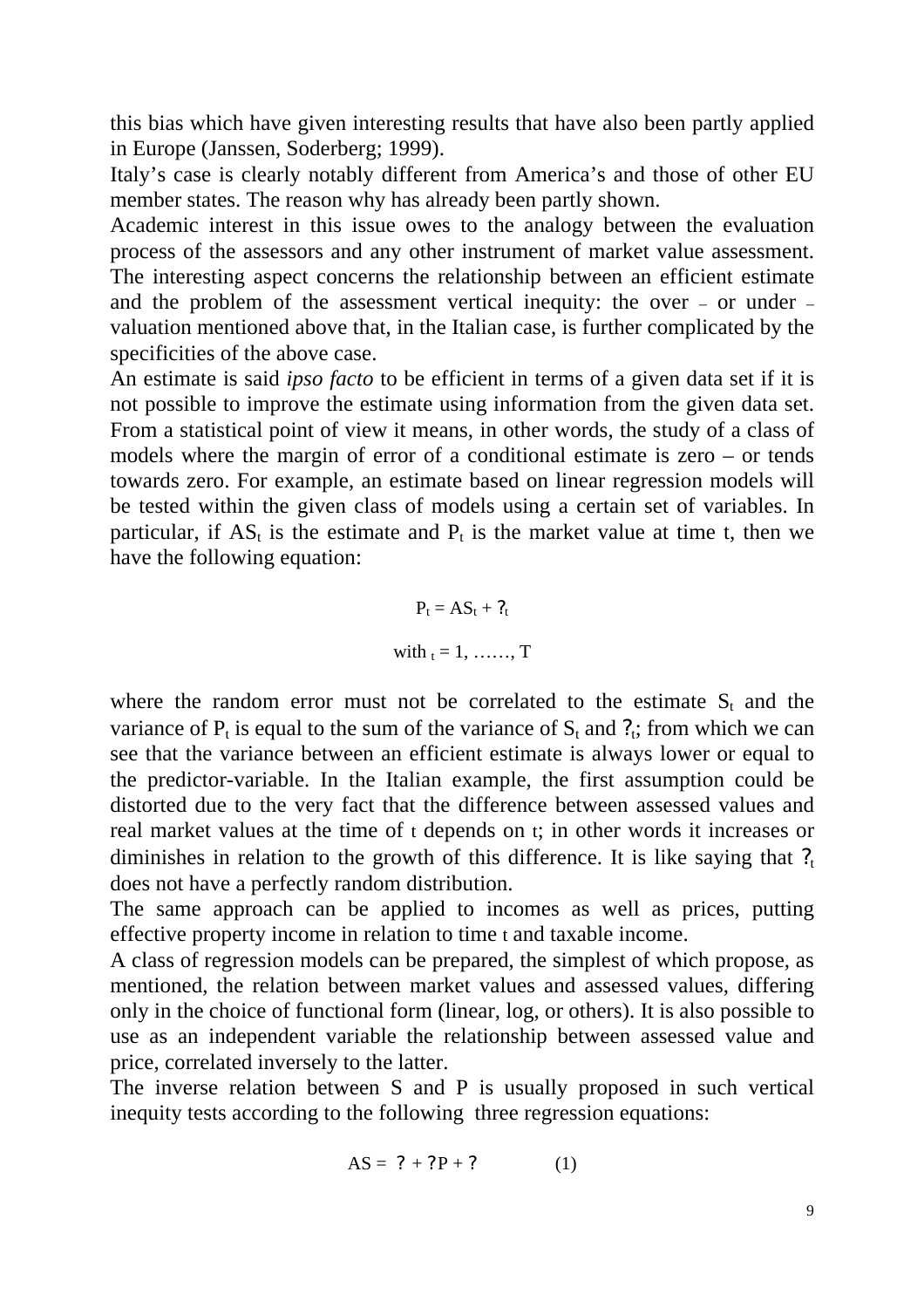this bias which have given interesting results that have also been partly applied in Europe (Janssen, Soderberg; 1999).

Italy's case is clearly notably different from America's and those of other EU member states. The reason why has already been partly shown.

Academic interest in this issue owes to the analogy between the evaluation process of the assessors and any other instrument of market value assessment. The interesting aspect concerns the relationship between an efficient estimate and the problem of the assessment vertical inequity: the over – or under – valuation mentioned above that, in the Italian case, is further complicated by the specificities of the above case.

An estimate is said *ipso facto* to be efficient in terms of a given data set if it is not possible to improve the estimate using information from the given data set. From a statistical point of view it means, in other words, the study of a class of models where the margin of error of a conditional estimate is zero – or tends towards zero. For example, an estimate based on linear regression models will be tested within the given class of models using a certain set of variables. In particular, if $AS_t$ is the estimate and $P_t$ is the market value at time t, then we have the following equation:

$$P_t = AS_t + ?_t$$

$$\text{with } _t = 1, \ldots\ldots, T$$

where the random error must not be correlated to the estimate $S_t$ and the variance of $P_t$ is equal to the sum of the variance of $S_t$ and $?_t$; from which we can see that the variance between an efficient estimate is always lower or equal to the predictor-variable. In the Italian example, the first assumption could be distorted due to the very fact that the difference between assessed values and real market values at the time of t depends on t; in other words it increases or diminishes in relation to the growth of this difference. It is like saying that $?_t$ does not have a perfectly random distribution.

The same approach can be applied to incomes as well as prices, putting effective property income in relation to time t and taxable income.

A class of regression models can be prepared, the simplest of which propose, as mentioned, the relation between market values and assessed values, differing only in the choice of functional form (linear, log, or others). It is also possible to use as an independent variable the relationship between assessed value and price, correlated inversely to the latter.

The inverse relation between S and P is usually proposed in such vertical inequity tests according to the following three regression equations:

$$AS = ? + ?P + ? \qquad (1)$$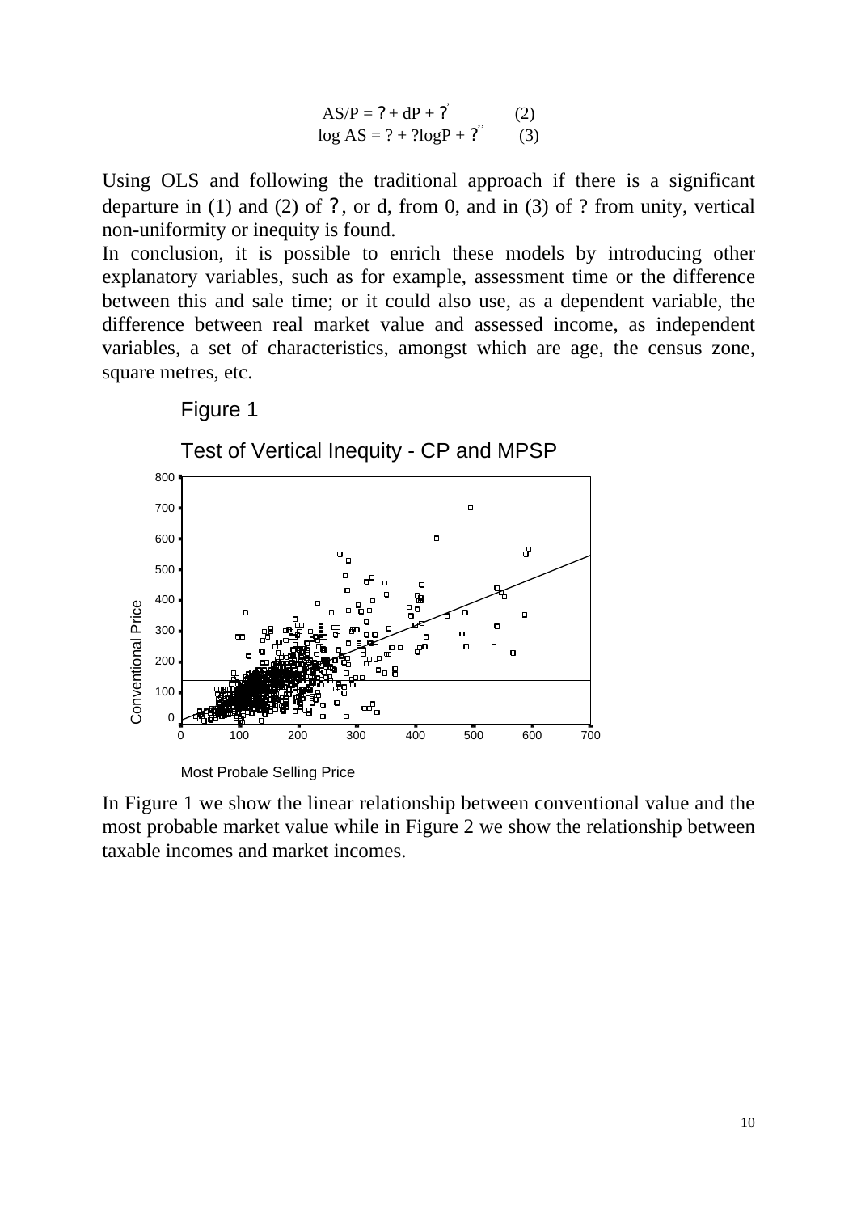$$AS/P = ? + dP + ?^{'} \quad (2)$$

$$\log AS = ? + ?\log P + ?^{''} \quad (3)$$

Using OLS and following the traditional approach if there is a significant departure in (1) and (2) of ?, or d, from 0, and in (3) of ? from unity, vertical non-uniformity or inequity is found.

In conclusion, it is possible to enrich these models by introducing other explanatory variables, such as for example, assessment time or the difference between this and sale time; or it could also use, as a dependent variable, the difference between real market value and assessed income, as independent variables, a set of characteristics, amongst which are age, the census zone, square metres, etc.

Figure 1

Test of Vertical Inequity - CP and MPSP

In Figure 1 we show the linear relationship between conventional value and the most probable market value while in Figure 2 we show the relationship between taxable incomes and market incomes.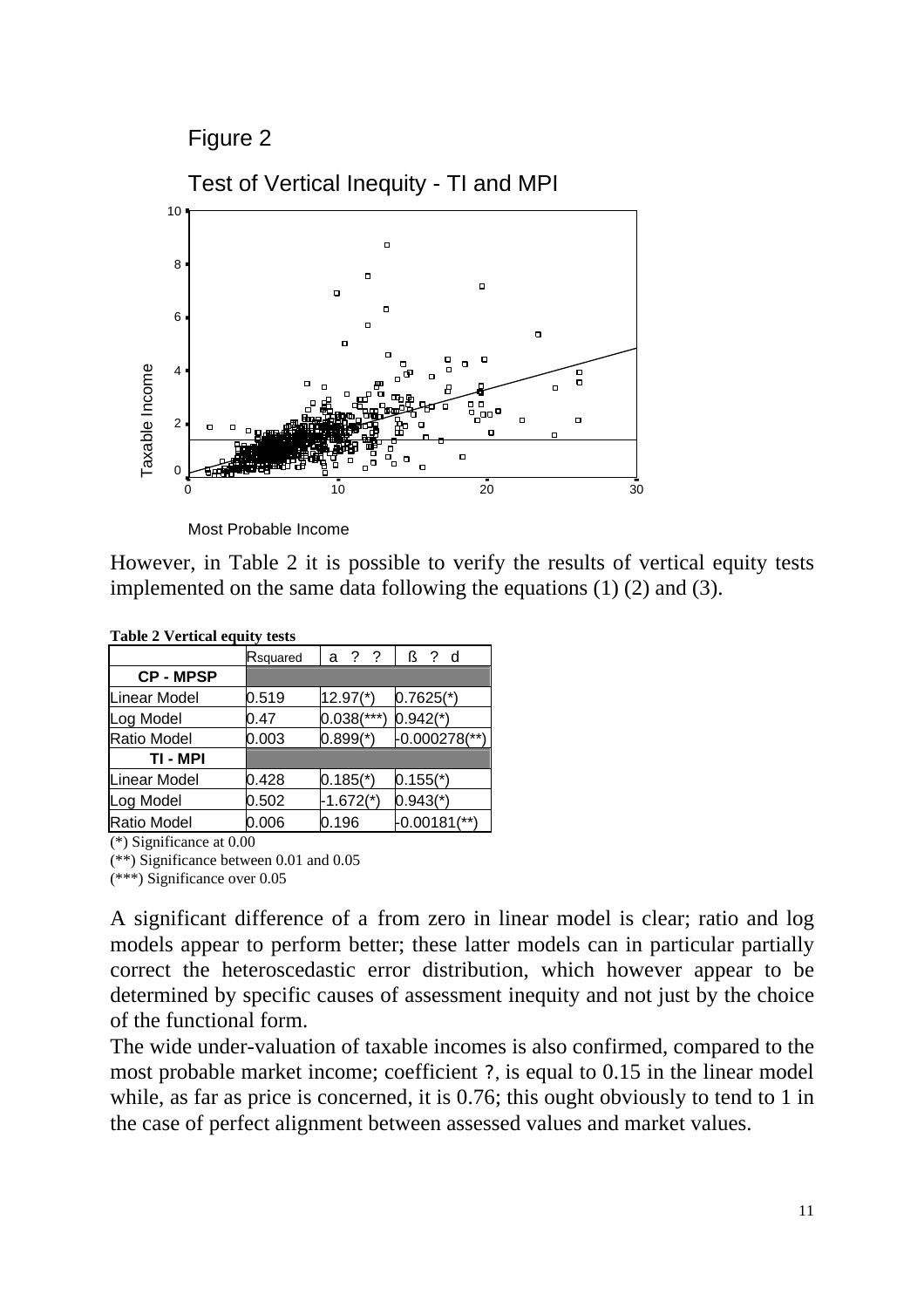Figure 2

Test of Vertical Inequity - TI and MPI

However, in Table 2 it is possible to verify the results of vertical equity tests implemented on the same data following the equations (1) (2) and (3).

**Table 2 Vertical equity tests**

| | Rsquared | a ? ? | ß ? d |
|---|---|---|---|
| **CP - MPSP** | | | |
| Linear Model | 0.519 | 12.97(*) | 0.7625(*) |
| Log Model | 0.47 | 0.038(***) | 0.942(*) |
| Ratio Model | 0.003 | 0.899(*) | -0.000278(**) |
| **TI - MPI** | | | |
| Linear Model | 0.428 | 0.185(*) | 0.155(*) |
| Log Model | 0.502 | -1.672(*) | 0.943(*) |
| Ratio Model | 0.006 | 0.196 | -0.00181(**) |

(*) Significance at 0.00
(**) Significance between 0.01 and 0.05
(***) Significance over 0.05

A significant difference of a from zero in linear model is clear; ratio and log models appear to perform better; these latter models can in particular partially correct the heteroscedastic error distribution, which however appear to be determined by specific causes of assessment inequity and not just by the choice of the functional form.

The wide under-valuation of taxable incomes is also confirmed, compared to the most probable market income; coefficient ?, is equal to 0.15 in the linear model while, as far as price is concerned, it is 0.76; this ought obviously to tend to 1 in the case of perfect alignment between assessed values and market values.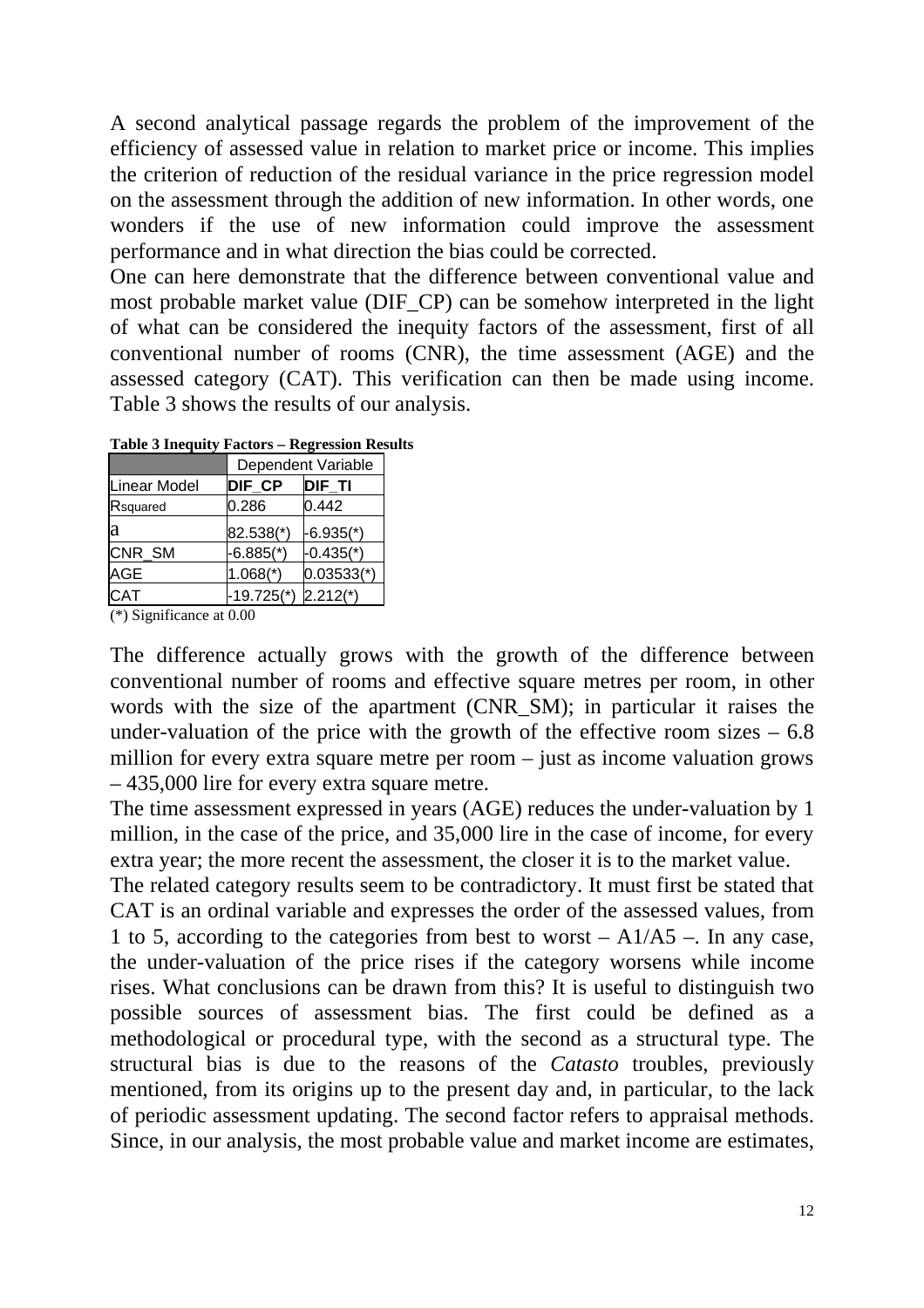A second analytical passage regards the problem of the improvement of the efficiency of assessed value in relation to market price or income. This implies the criterion of reduction of the residual variance in the price regression model on the assessment through the addition of new information. In other words, one wonders if the use of new information could improve the assessment performance and in what direction the bias could be corrected.

One can here demonstrate that the difference between conventional value and most probable market value (DIF_CP) can be somehow interpreted in the light of what can be considered the inequity factors of the assessment, first of all conventional number of rooms (CNR), the time assessment (AGE) and the assessed category (CAT). This verification can then be made using income. Table 3 shows the results of our analysis.

**Table 3 Inequity Factors – Regression Results**

| | Dependent Variable | |
|---|---|---|
| Linear Model | **DIF_CP** | **DIF_TI** |
| Rsquared | 0.286 | 0.442 |
| a | 82.538(*) | -6.935(*) |
| CNR_SM | -6.885(*) | -0.435(*) |
| AGE | 1.068(*) | 0.03533(*) |
| CAT | -19.725(*) | 2.212(*) |

(*) Significance at 0.00

The difference actually grows with the growth of the difference between conventional number of rooms and effective square metres per room, in other words with the size of the apartment (CNR_SM); in particular it raises the under-valuation of the price with the growth of the effective room sizes – 6.8 million for every extra square metre per room – just as income valuation grows – 435,000 lire for every extra square metre.

The time assessment expressed in years (AGE) reduces the under-valuation by 1 million, in the case of the price, and 35,000 lire in the case of income, for every extra year; the more recent the assessment, the closer it is to the market value.

The related category results seem to be contradictory. It must first be stated that CAT is an ordinal variable and expresses the order of the assessed values, from 1 to 5, according to the categories from best to worst – A1/A5 –. In any case, the under-valuation of the price rises if the category worsens while income rises. What conclusions can be drawn from this? It is useful to distinguish two possible sources of assessment bias. The first could be defined as a methodological or procedural type, with the second as a structural type. The structural bias is due to the reasons of the *Catasto* troubles, previously mentioned, from its origins up to the present day and, in particular, to the lack of periodic assessment updating. The second factor refers to appraisal methods. Since, in our analysis, the most probable value and market income are estimates,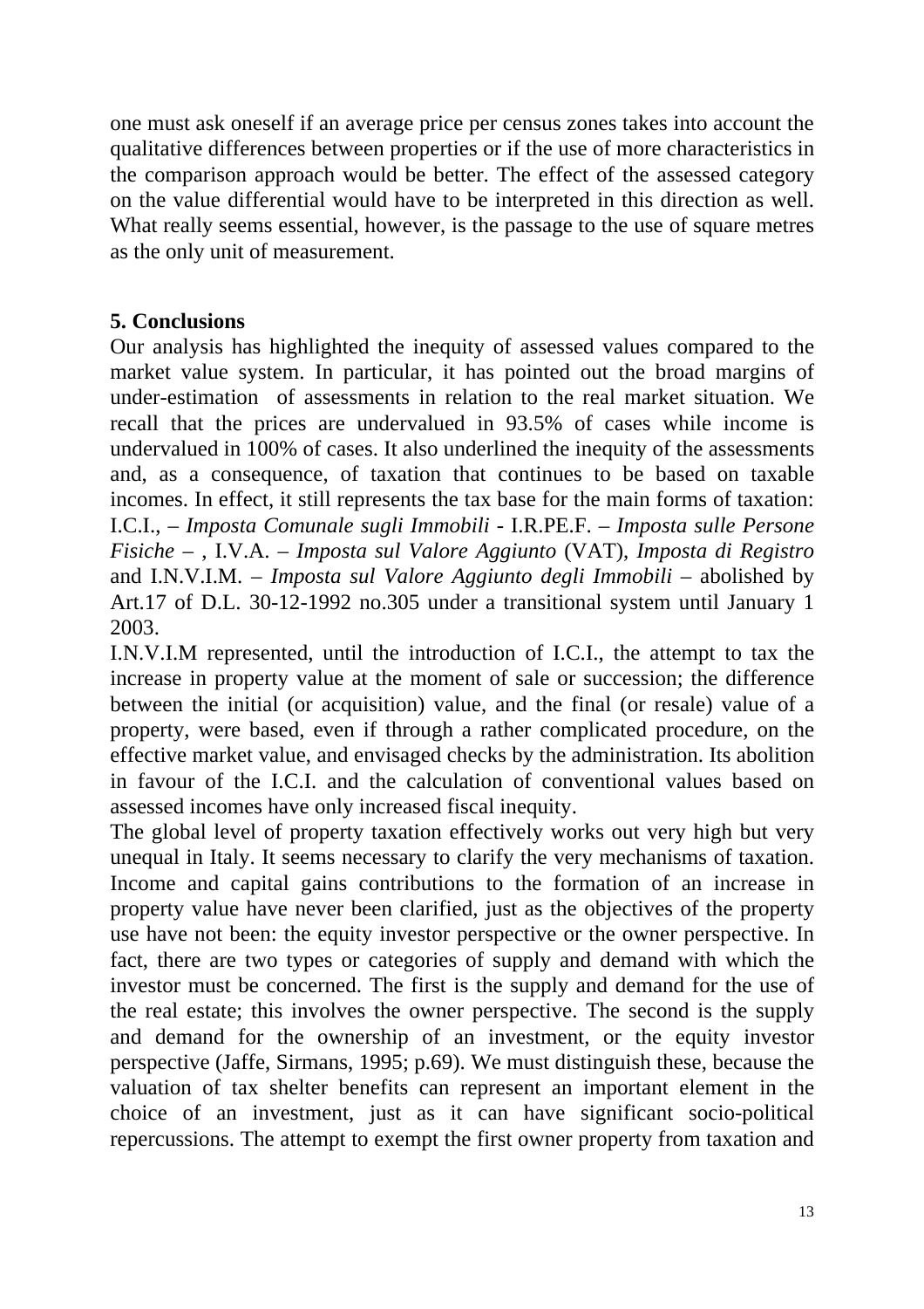one must ask oneself if an average price per census zones takes into account the qualitative differences between properties or if the use of more characteristics in the comparison approach would be better. The effect of the assessed category on the value differential would have to be interpreted in this direction as well. What really seems essential, however, is the passage to the use of square metres as the only unit of measurement.

## 5. Conclusions

Our analysis has highlighted the inequity of assessed values compared to the market value system. In particular, it has pointed out the broad margins of under-estimation of assessments in relation to the real market situation. We recall that the prices are undervalued in 93.5% of cases while income is undervalued in 100% of cases. It also underlined the inequity of the assessments and, as a consequence, of taxation that continues to be based on taxable incomes. In effect, it still represents the tax base for the main forms of taxation: I.C.I., – *Imposta Comunale sugli Immobili* - I.R.PE.F. – *Imposta sulle Persone Fisiche* – , I.V.A. – *Imposta sul Valore Aggiunto* (VAT), *Imposta di Registro* and I.N.V.I.M. – *Imposta sul Valore Aggiunto degli Immobili* – abolished by Art.17 of D.L. 30-12-1992 no.305 under a transitional system until January 1 2003.

I.N.V.I.M represented, until the introduction of I.C.I., the attempt to tax the increase in property value at the moment of sale or succession; the difference between the initial (or acquisition) value, and the final (or resale) value of a property, were based, even if through a rather complicated procedure, on the effective market value, and envisaged checks by the administration. Its abolition in favour of the I.C.I. and the calculation of conventional values based on assessed incomes have only increased fiscal inequity.

The global level of property taxation effectively works out very high but very unequal in Italy. It seems necessary to clarify the very mechanisms of taxation. Income and capital gains contributions to the formation of an increase in property value have never been clarified, just as the objectives of the property use have not been: the equity investor perspective or the owner perspective. In fact, there are two types or categories of supply and demand with which the investor must be concerned. The first is the supply and demand for the use of the real estate; this involves the owner perspective. The second is the supply and demand for the ownership of an investment, or the equity investor perspective (Jaffe, Sirmans, 1995; p.69). We must distinguish these, because the valuation of tax shelter benefits can represent an important element in the choice of an investment, just as it can have significant socio-political repercussions. The attempt to exempt the first owner property from taxation and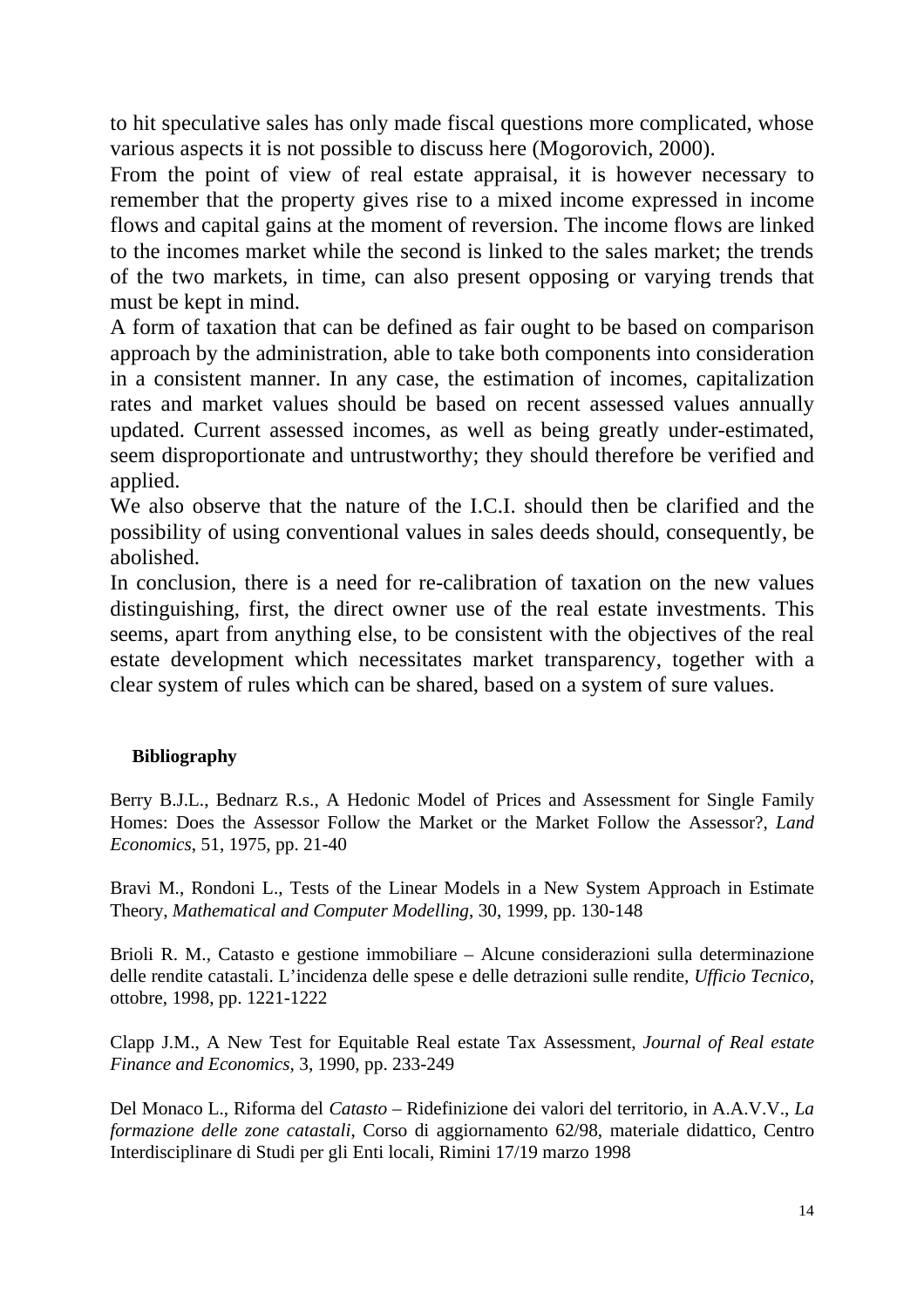to hit speculative sales has only made fiscal questions more complicated, whose various aspects it is not possible to discuss here (Mogorovich, 2000).
From the point of view of real estate appraisal, it is however necessary to remember that the property gives rise to a mixed income expressed in income flows and capital gains at the moment of reversion. The income flows are linked to the incomes market while the second is linked to the sales market; the trends of the two markets, in time, can also present opposing or varying trends that must be kept in mind.
A form of taxation that can be defined as fair ought to be based on comparison approach by the administration, able to take both components into consideration in a consistent manner. In any case, the estimation of incomes, capitalization rates and market values should be based on recent assessed values annually updated. Current assessed incomes, as well as being greatly under-estimated, seem disproportionate and untrustworthy; they should therefore be verified and applied.
We also observe that the nature of the I.C.I. should then be clarified and the possibility of using conventional values in sales deeds should, consequently, be abolished.
In conclusion, there is a need for re-calibration of taxation on the new values distinguishing, first, the direct owner use of the real estate investments. This seems, apart from anything else, to be consistent with the objectives of the real estate development which necessitates market transparency, together with a clear system of rules which can be shared, based on a system of sure values.

**Bibliography**

Berry B.J.L., Bednarz R.s., A Hedonic Model of Prices and Assessment for Single Family Homes: Does the Assessor Follow the Market or the Market Follow the Assessor?, *Land Economics*, 51, 1975, pp. 21-40

Bravi M., Rondoni L., Tests of the Linear Models in a New System Approach in Estimate Theory, *Mathematical and Computer Modelling*, 30, 1999, pp. 130-148

Brioli R. M., Catasto e gestione immobiliare – Alcune considerazioni sulla determinazione delle rendite catastali. L'incidenza delle spese e delle detrazioni sulle rendite, *Ufficio Tecnico*, ottobre, 1998, pp. 1221-1222

Clapp J.M., A New Test for Equitable Real estate Tax Assessment, *Journal of Real estate Finance and Economics*, 3, 1990, pp. 233-249

Del Monaco L., Riforma del *Catasto* – Ridefinizione dei valori del territorio, in A.A.V.V., *La formazione delle zone catastali*, Corso di aggiornamento 62/98, materiale didattico, Centro Interdisciplinare di Studi per gli Enti locali, Rimini 17/19 marzo 1998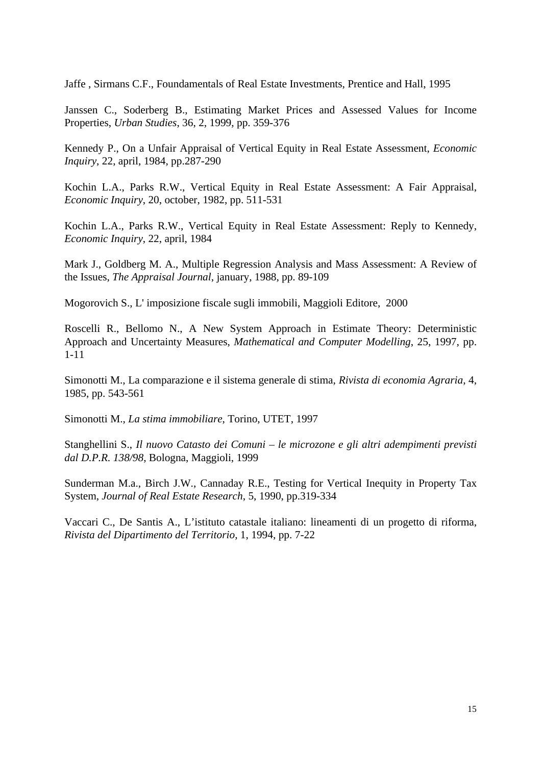Jaffe , Sirmans C.F., Foundamentals of Real Estate Investments, Prentice and Hall, 1995

Janssen C., Soderberg B., Estimating Market Prices and Assessed Values for Income Properties, *Urban Studies*, 36, 2, 1999, pp. 359-376

Kennedy P., On a Unfair Appraisal of Vertical Equity in Real Estate Assessment, *Economic Inquiry*, 22, april, 1984, pp.287-290

Kochin L.A., Parks R.W., Vertical Equity in Real Estate Assessment: A Fair Appraisal, *Economic Inquiry*, 20, october, 1982, pp. 511-531

Kochin L.A., Parks R.W., Vertical Equity in Real Estate Assessment: Reply to Kennedy, *Economic Inquiry*, 22, april, 1984

Mark J., Goldberg M. A., Multiple Regression Analysis and Mass Assessment: A Review of the Issues, *The Appraisal Journal*, january, 1988, pp. 89-109

Mogorovich S., L' imposizione fiscale sugli immobili, Maggioli Editore, 2000

Roscelli R., Bellomo N., A New System Approach in Estimate Theory: Deterministic Approach and Uncertainty Measures, *Mathematical and Computer Modelling*, 25, 1997, pp. 1-11

Simonotti M., La comparazione e il sistema generale di stima, *Rivista di economia Agraria*, 4, 1985, pp. 543-561

Simonotti M., *La stima immobiliare*, Torino, UTET, 1997

Stanghellini S., *Il nuovo Catasto dei Comuni – le microzone e gli altri adempimenti previsti dal D.P.R. 138/98*, Bologna, Maggioli, 1999

Sunderman M.a., Birch J.W., Cannaday R.E., Testing for Vertical Inequity in Property Tax System, *Journal of Real Estate Research*, 5, 1990, pp.319-334

Vaccari C., De Santis A., L'istituto catastale italiano: lineamenti di un progetto di riforma, *Rivista del Dipartimento del Territorio*, 1, 1994, pp. 7-22